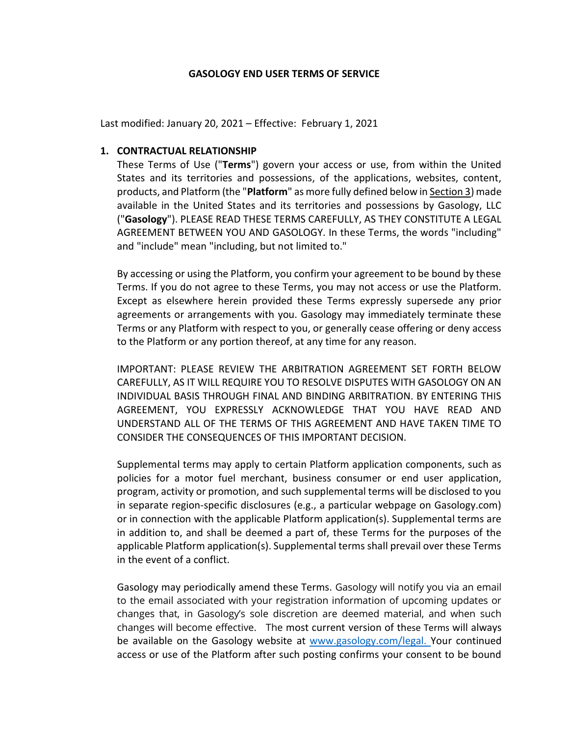# GASOLOGY END USER TERMS OF SERVICE

Last modified: January 20, 2021 – Effective: February 1, 2021

## 1. CONTRACTUAL RELATIONSHIP

These Terms of Use ("**Terms**") govern your access or use, from within the United States and its territories and possessions, of the applications, websites, content, products, and Platform (the "**Platform**" as more fully defined below in Section 3) made available in the United States and its territories and possessions by Gasology, LLC ("**Gasology**"). PLEASE READ THESE TERMS CAREFULLY, AS THEY CONSTITUTE A LEGAL AGREEMENT BETWEEN YOU AND GASOLOGY. In these Terms, the words "including" and "include" mean "including, but not limited to."

By accessing or using the Platform, you confirm your agreement to be bound by these Terms. If you do not agree to these Terms, you may not access or use the Platform. Except as elsewhere herein provided these Terms expressly supersede any prior agreements or arrangements with you. Gasology may immediately terminate these Terms or any Platform with respect to you, or generally cease offering or deny access to the Platform or any portion thereof, at any time for any reason.

IMPORTANT: PLEASE REVIEW THE ARBITRATION AGREEMENT SET FORTH BELOW CAREFULLY, AS IT WILL REQUIRE YOU TO RESOLVE DISPUTES WITH GASOLOGY ON AN INDIVIDUAL BASIS THROUGH FINAL AND BINDING ARBITRATION. BY ENTERING THIS AGREEMENT, YOU EXPRESSLY ACKNOWLEDGE THAT YOU HAVE READ AND UNDERSTAND ALL OF THE TERMS OF THIS AGREEMENT AND HAVE TAKEN TIME TO CONSIDER THE CONSEQUENCES OF THIS IMPORTANT DECISION.

Supplemental terms may apply to certain Platform application components, such as policies for a motor fuel merchant, business consumer or end user application, program, activity or promotion, and such supplemental terms will be disclosed to you in separate region-specific disclosures (e.g., a particular webpage on Gasology.com) or in connection with the applicable Platform application(s). Supplemental terms are in addition to, and shall be deemed a part of, these Terms for the purposes of the applicable Platform application(s). Supplemental terms shall prevail over these Terms in the event of a conflict.

Gasology may periodically amend these Terms. Gasology will notify you via an email to the email associated with your registration information of upcoming updates or changes that, in Gasology's sole discretion are deemed material, and when such changes will become effective. The most current version of these Terms will always be available on the Gasology website at [www.gasology.com/legal.](www.gasology.com/legal) Your continued access or use of the Platform after such posting confirms your consent to be bound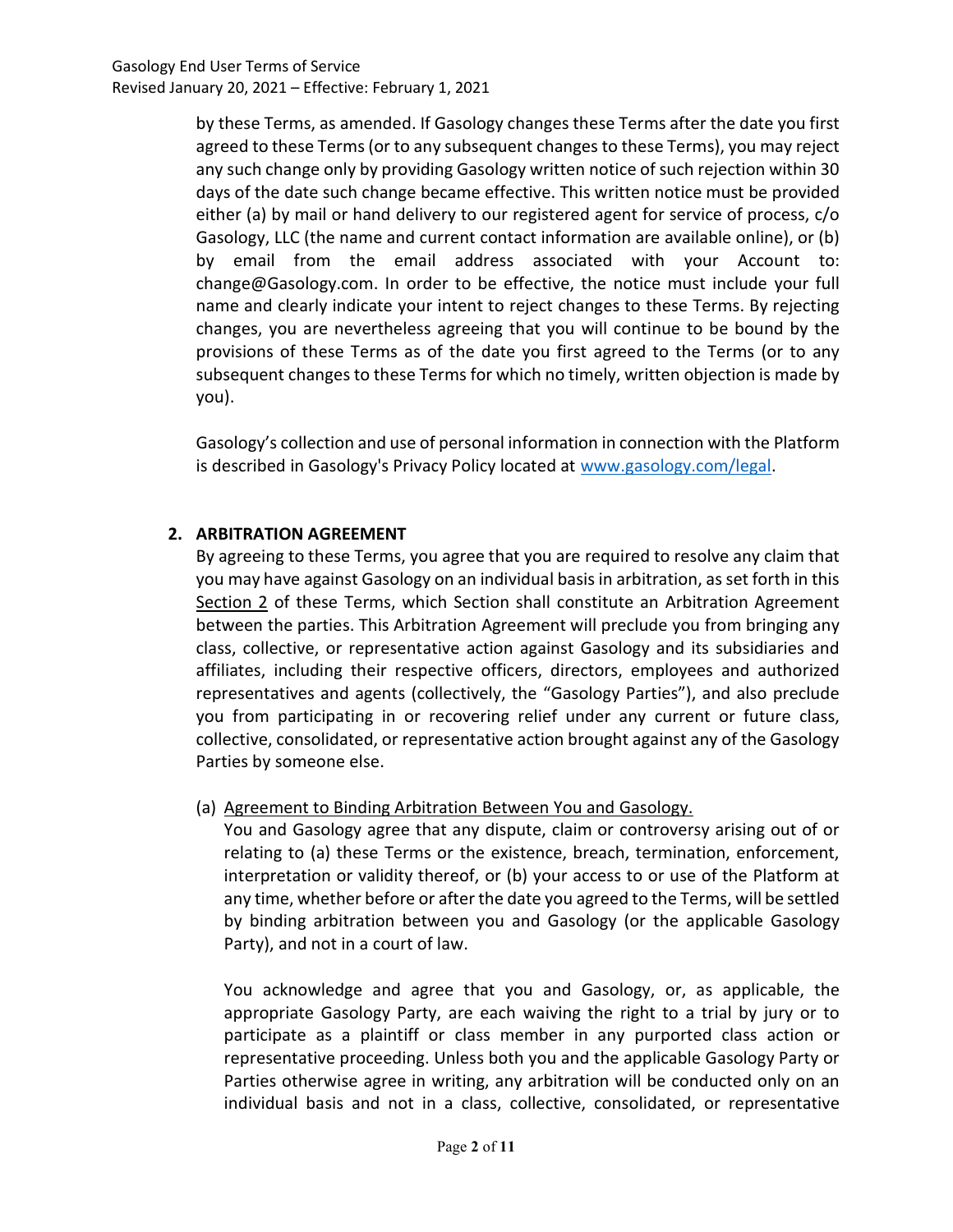by these Terms, as amended. If Gasology changes these Terms after the date you first agreed to these Terms (or to any subsequent changes to these Terms), you may reject any such change only by providing Gasology written notice of such rejection within 30 days of the date such change became effective. This written notice must be provided either (a) by mail or hand delivery to our registered agent for service of process, c/o Gasology, LLC (the name and current contact information are available online), or (b) by email from the email address associated with your Account to: change@Gasology.com. In order to be effective, the notice must include your full name and clearly indicate your intent to reject changes to these Terms. By rejecting changes, you are nevertheless agreeing that you will continue to be bound by the provisions of these Terms as of the date you first agreed to the Terms (or to any subsequent changes to these Terms for which no timely, written objection is made by you).

Gasology's collection and use of personal information in connection with the Platform is described in Gasology's Privacy Policy located at [www.gasology.com/legal](www.gasology.com/legal).

## 2. ARBITRATION AGREEMENT

By agreeing to these Terms, you agree that you are required to resolve any claim that you may have against Gasology on an individual basis in arbitration, as set forth in this Section 2 of these Terms, which Section shall constitute an Arbitration Agreement between the parties. This Arbitration Agreement will preclude you from bringing any class, collective, or representative action against Gasology and its subsidiaries and affiliates, including their respective officers, directors, employees and authorized representatives and agents (collectively, the "Gasology Parties"), and also preclude you from participating in or recovering relief under any current or future class, collective, consolidated, or representative action brought against any of the Gasology Parties by someone else.

(a) Agreement to Binding Arbitration Between You and Gasology.

You and Gasology agree that any dispute, claim or controversy arising out of or relating to (a) these Terms or the existence, breach, termination, enforcement, interpretation or validity thereof, or (b) your access to or use of the Platform at any time, whether before or after the date you agreed to the Terms, will be settled by binding arbitration between you and Gasology (or the applicable Gasology Party), and not in a court of law.

You acknowledge and agree that you and Gasology, or, as applicable, the appropriate Gasology Party, are each waiving the right to a trial by jury or to participate as a plaintiff or class member in any purported class action or representative proceeding. Unless both you and the applicable Gasology Party or Parties otherwise agree in writing, any arbitration will be conducted only on an individual basis and not in a class, collective, consolidated, or representative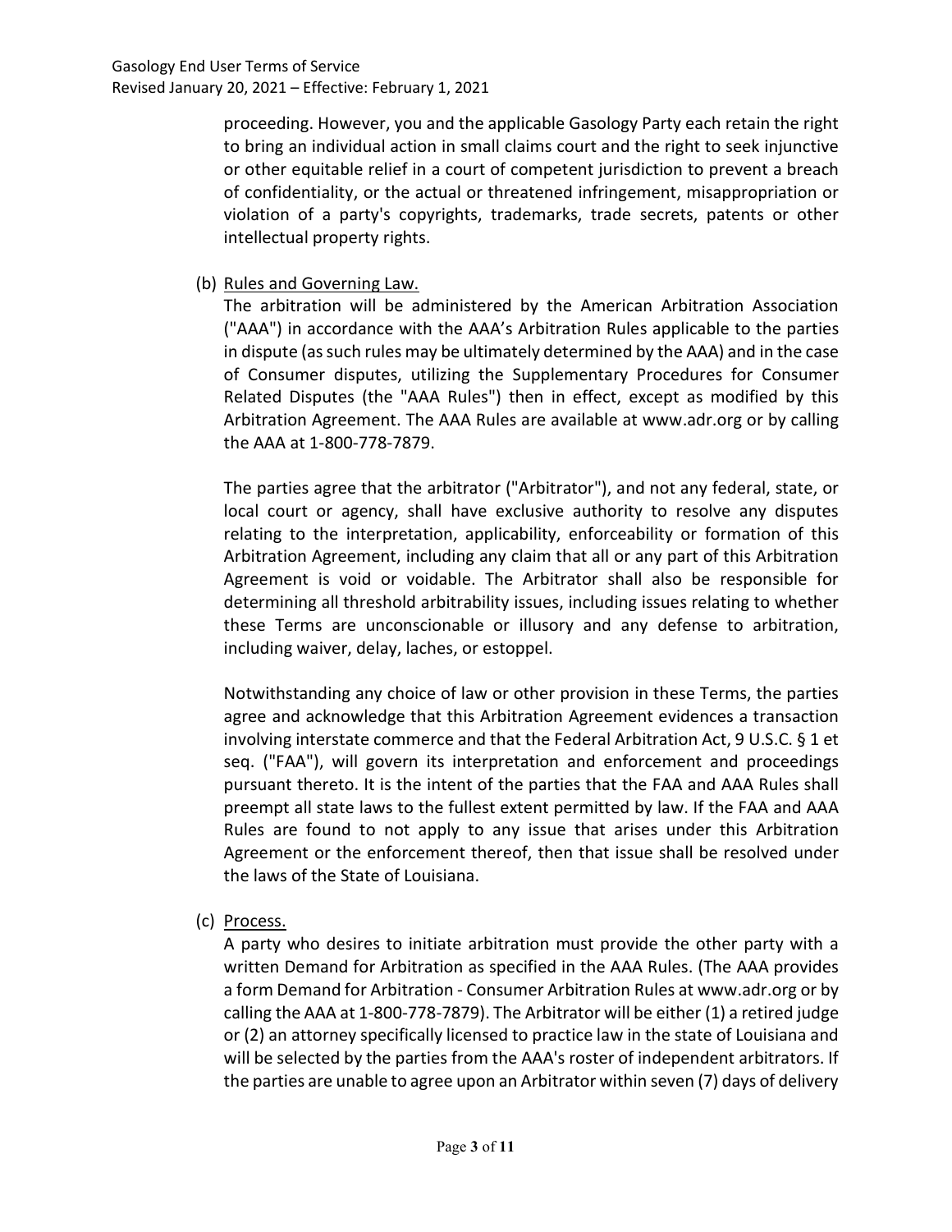proceeding. However, you and the applicable Gasology Party each retain the right to bring an individual action in small claims court and the right to seek injunctive or other equitable relief in a court of competent jurisdiction to prevent a breach of confidentiality, or the actual or threatened infringement, misappropriation or violation of a party's copyrights, trademarks, trade secrets, patents or other intellectual property rights.

(b) Rules and Governing Law.

The arbitration will be administered by the American Arbitration Association ("AAA") in accordance with the AAA's Arbitration Rules applicable to the parties in dispute (as such rules may be ultimately determined by the AAA) and in the case of Consumer disputes, utilizing the Supplementary Procedures for Consumer Related Disputes (the "AAA Rules") then in effect, except as modified by this Arbitration Agreement. The AAA Rules are available at www.adr.org or by calling the AAA at 1-800-778-7879.

The parties agree that the arbitrator ("Arbitrator"), and not any federal, state, or local court or agency, shall have exclusive authority to resolve any disputes relating to the interpretation, applicability, enforceability or formation of this Arbitration Agreement, including any claim that all or any part of this Arbitration Agreement is void or voidable. The Arbitrator shall also be responsible for determining all threshold arbitrability issues, including issues relating to whether these Terms are unconscionable or illusory and any defense to arbitration, including waiver, delay, laches, or estoppel.

Notwithstanding any choice of law or other provision in these Terms, the parties agree and acknowledge that this Arbitration Agreement evidences a transaction involving interstate commerce and that the Federal Arbitration Act, 9 U.S.C. § 1 et seq. ("FAA"), will govern its interpretation and enforcement and proceedings pursuant thereto. It is the intent of the parties that the FAA and AAA Rules shall preempt all state laws to the fullest extent permitted by law. If the FAA and AAA Rules are found to not apply to any issue that arises under this Arbitration Agreement or the enforcement thereof, then that issue shall be resolved under the laws of the State of Louisiana.

(c) Process.

A party who desires to initiate arbitration must provide the other party with a written Demand for Arbitration as specified in the AAA Rules. (The AAA provides a form Demand for Arbitration - Consumer Arbitration Rules at www.adr.org or by calling the AAA at 1-800-778-7879). The Arbitrator will be either (1) a retired judge or (2) an attorney specifically licensed to practice law in the state of Louisiana and will be selected by the parties from the AAA's roster of independent arbitrators. If the parties are unable to agree upon an Arbitrator within seven (7) days of delivery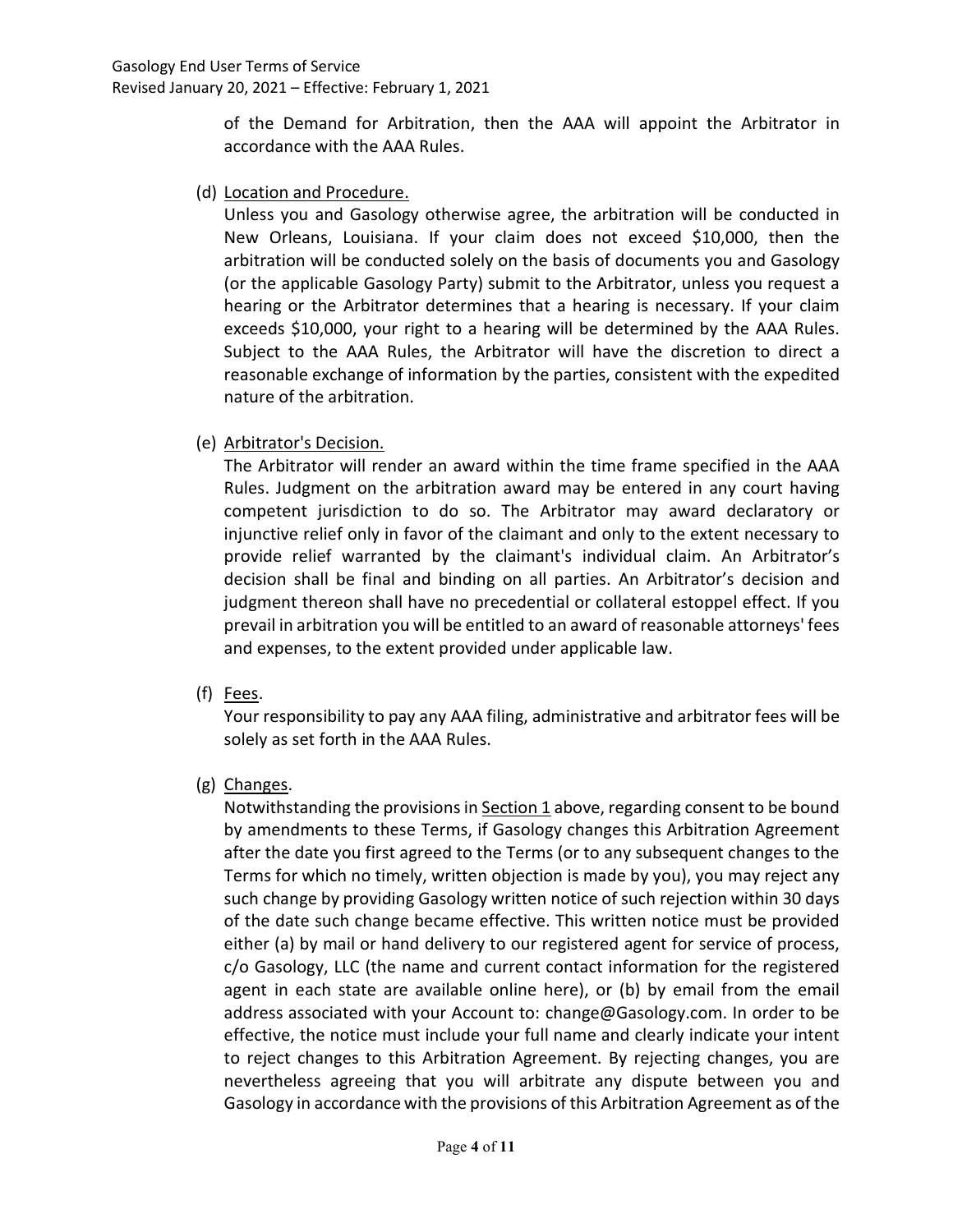of the Demand for Arbitration, then the AAA will appoint the Arbitrator in accordance with the AAA Rules.

(d) Location and Procedure.

Unless you and Gasology otherwise agree, the arbitration will be conducted in New Orleans, Louisiana. If your claim does not exceed $10,000, then the arbitration will be conducted solely on the basis of documents you and Gasology (or the applicable Gasology Party) submit to the Arbitrator, unless you request a hearing or the Arbitrator determines that a hearing is necessary. If your claim exceeds $10,000, your right to a hearing will be determined by the AAA Rules. Subject to the AAA Rules, the Arbitrator will have the discretion to direct a reasonable exchange of information by the parties, consistent with the expedited nature of the arbitration.

(e) Arbitrator's Decision.

The Arbitrator will render an award within the time frame specified in the AAA Rules. Judgment on the arbitration award may be entered in any court having competent jurisdiction to do so. The Arbitrator may award declaratory or injunctive relief only in favor of the claimant and only to the extent necessary to provide relief warranted by the claimant's individual claim. An Arbitrator's decision shall be final and binding on all parties. An Arbitrator's decision and judgment thereon shall have no precedential or collateral estoppel effect. If you prevail in arbitration you will be entitled to an award of reasonable attorneys' fees and expenses, to the extent provided under applicable law.

(f) Fees.

Your responsibility to pay any AAA filing, administrative and arbitrator fees will be solely as set forth in the AAA Rules.

(g) Changes.

Notwithstanding the provisions in Section 1 above, regarding consent to be bound by amendments to these Terms, if Gasology changes this Arbitration Agreement after the date you first agreed to the Terms (or to any subsequent changes to the Terms for which no timely, written objection is made by you), you may reject any such change by providing Gasology written notice of such rejection within 30 days of the date such change became effective. This written notice must be provided either (a) by mail or hand delivery to our registered agent for service of process, c/o Gasology, LLC (the name and current contact information for the registered agent in each state are available online here), or (b) by email from the email address associated with your Account to: change@Gasology.com. In order to be effective, the notice must include your full name and clearly indicate your intent to reject changes to this Arbitration Agreement. By rejecting changes, you are nevertheless agreeing that you will arbitrate any dispute between you and Gasology in accordance with the provisions of this Arbitration Agreement as of the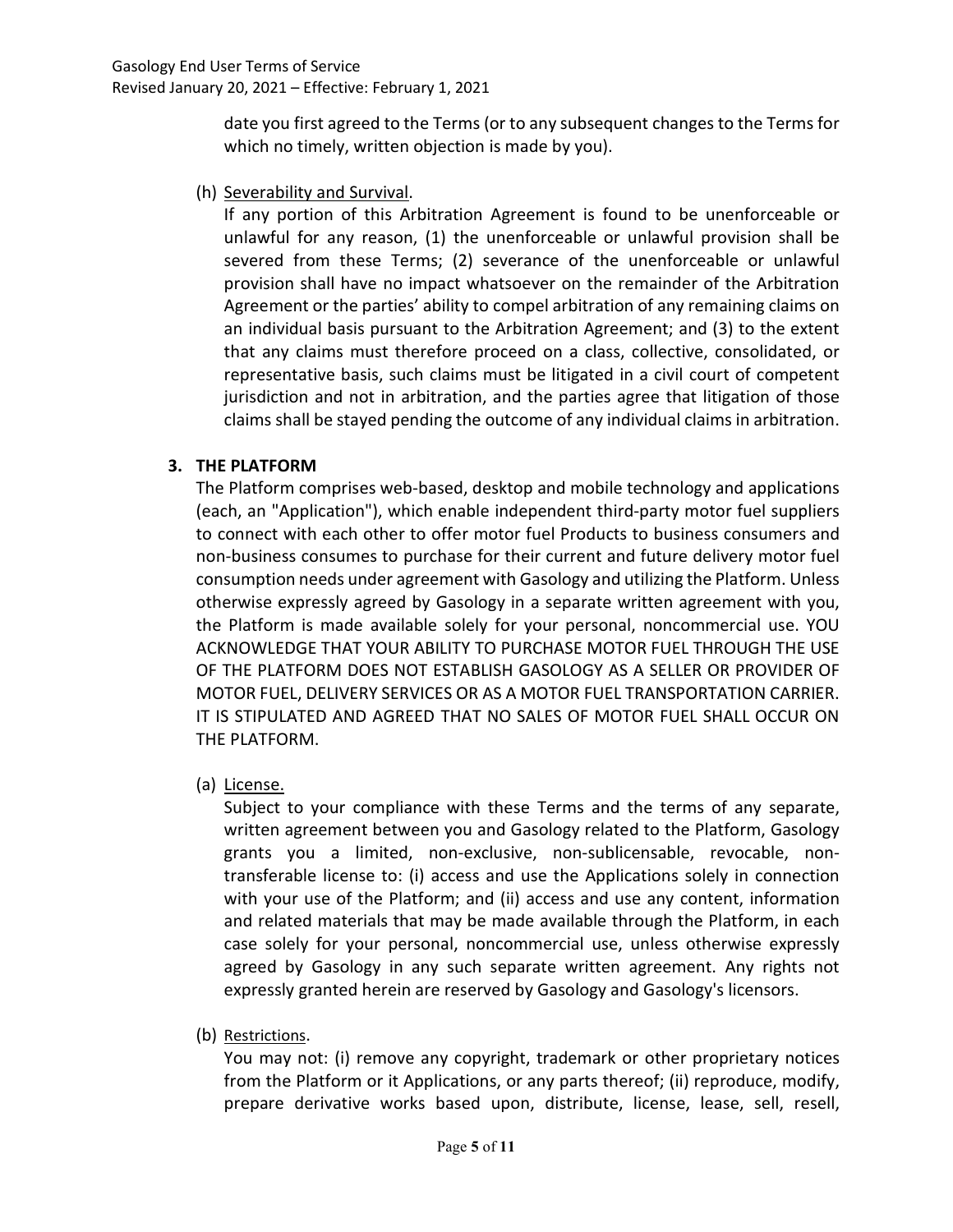date you first agreed to the Terms (or to any subsequent changes to the Terms for which no timely, written objection is made by you).

(h) Severability and Survival.

If any portion of this Arbitration Agreement is found to be unenforceable or unlawful for any reason, (1) the unenforceable or unlawful provision shall be severed from these Terms; (2) severance of the unenforceable or unlawful provision shall have no impact whatsoever on the remainder of the Arbitration Agreement or the parties' ability to compel arbitration of any remaining claims on an individual basis pursuant to the Arbitration Agreement; and (3) to the extent that any claims must therefore proceed on a class, collective, consolidated, or representative basis, such claims must be litigated in a civil court of competent jurisdiction and not in arbitration, and the parties agree that litigation of those claims shall be stayed pending the outcome of any individual claims in arbitration.

## 3. THE PLATFORM

The Platform comprises web-based, desktop and mobile technology and applications (each, an "Application"), which enable independent third-party motor fuel suppliers to connect with each other to offer motor fuel Products to business consumers and non-business consumes to purchase for their current and future delivery motor fuel consumption needs under agreement with Gasology and utilizing the Platform. Unless otherwise expressly agreed by Gasology in a separate written agreement with you, the Platform is made available solely for your personal, noncommercial use. YOU ACKNOWLEDGE THAT YOUR ABILITY TO PURCHASE MOTOR FUEL THROUGH THE USE OF THE PLATFORM DOES NOT ESTABLISH GASOLOGY AS A SELLER OR PROVIDER OF MOTOR FUEL, DELIVERY SERVICES OR AS A MOTOR FUEL TRANSPORTATION CARRIER. IT IS STIPULATED AND AGREED THAT NO SALES OF MOTOR FUEL SHALL OCCUR ON THE PLATFORM.

(a) License.

Subject to your compliance with these Terms and the terms of any separate, written agreement between you and Gasology related to the Platform, Gasology grants you a limited, non-exclusive, non-sublicensable, revocable, non-transferable license to: (i) access and use the Applications solely in connection with your use of the Platform; and (ii) access and use any content, information and related materials that may be made available through the Platform, in each case solely for your personal, noncommercial use, unless otherwise expressly agreed by Gasology in any such separate written agreement. Any rights not expressly granted herein are reserved by Gasology and Gasology's licensors.

(b) Restrictions.

You may not: (i) remove any copyright, trademark or other proprietary notices from the Platform or it Applications, or any parts thereof; (ii) reproduce, modify, prepare derivative works based upon, distribute, license, lease, sell, resell,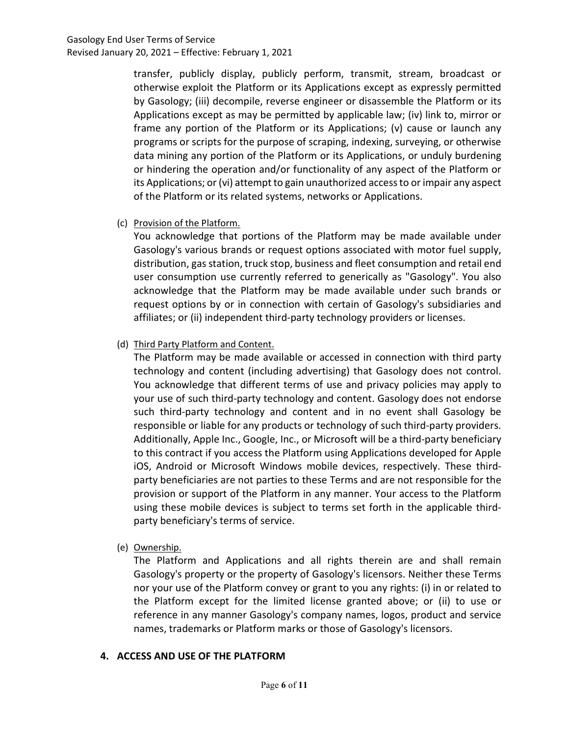transfer, publicly display, publicly perform, transmit, stream, broadcast or otherwise exploit the Platform or its Applications except as expressly permitted by Gasology; (iii) decompile, reverse engineer or disassemble the Platform or its Applications except as may be permitted by applicable law; (iv) link to, mirror or frame any portion of the Platform or its Applications; (v) cause or launch any programs or scripts for the purpose of scraping, indexing, surveying, or otherwise data mining any portion of the Platform or its Applications, or unduly burdening or hindering the operation and/or functionality of any aspect of the Platform or its Applications; or (vi) attempt to gain unauthorized access to or impair any aspect of the Platform or its related systems, networks or Applications.

(c) Provision of the Platform.

You acknowledge that portions of the Platform may be made available under Gasology's various brands or request options associated with motor fuel supply, distribution, gas station, truck stop, business and fleet consumption and retail end user consumption use currently referred to generically as "Gasology". You also acknowledge that the Platform may be made available under such brands or request options by or in connection with certain of Gasology's subsidiaries and affiliates; or (ii) independent third-party technology providers or licenses.

(d) Third Party Platform and Content.

The Platform may be made available or accessed in connection with third party technology and content (including advertising) that Gasology does not control. You acknowledge that different terms of use and privacy policies may apply to your use of such third-party technology and content. Gasology does not endorse such third-party technology and content and in no event shall Gasology be responsible or liable for any products or technology of such third-party providers. Additionally, Apple Inc., Google, Inc., or Microsoft will be a third-party beneficiary to this contract if you access the Platform using Applications developed for Apple iOS, Android or Microsoft Windows mobile devices, respectively. These third-party beneficiaries are not parties to these Terms and are not responsible for the provision or support of the Platform in any manner. Your access to the Platform using these mobile devices is subject to terms set forth in the applicable third-party beneficiary's terms of service.

(e) Ownership.

The Platform and Applications and all rights therein are and shall remain Gasology's property or the property of Gasology's licensors. Neither these Terms nor your use of the Platform convey or grant to you any rights: (i) in or related to the Platform except for the limited license granted above; or (ii) to use or reference in any manner Gasology's company names, logos, product and service names, trademarks or Platform marks or those of Gasology's licensors.

## 4. ACCESS AND USE OF THE PLATFORM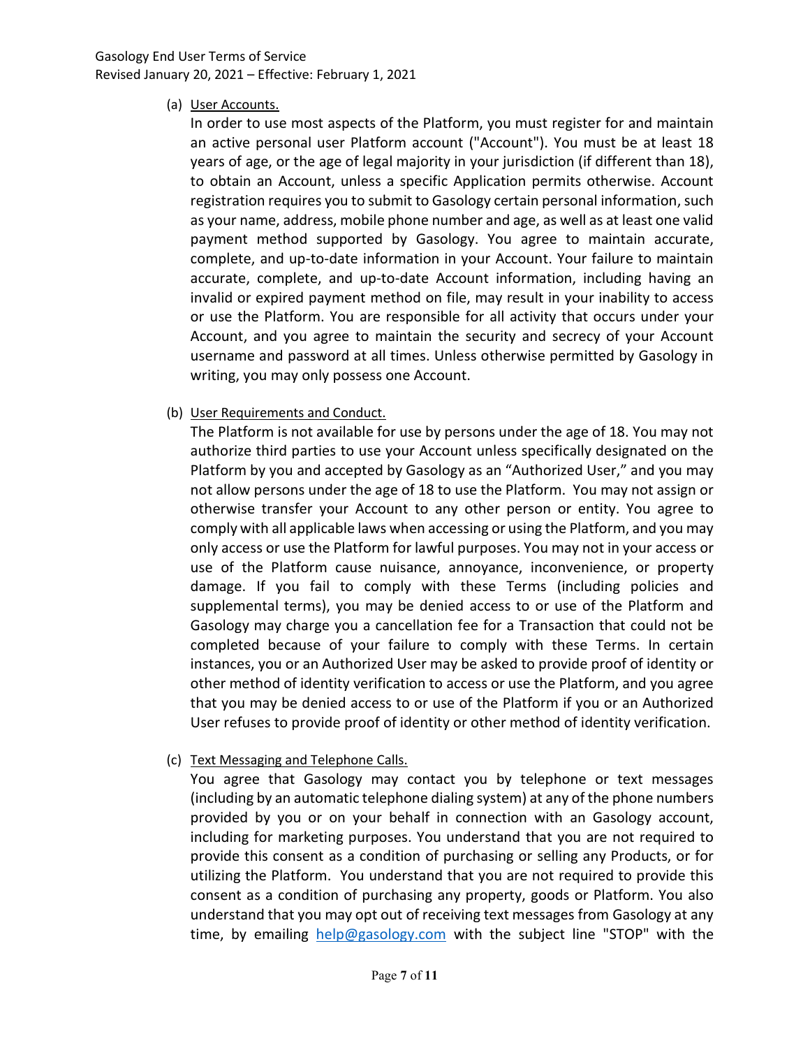(a) User Accounts.

In order to use most aspects of the Platform, you must register for and maintain an active personal user Platform account ("Account"). You must be at least 18 years of age, or the age of legal majority in your jurisdiction (if different than 18), to obtain an Account, unless a specific Application permits otherwise. Account registration requires you to submit to Gasology certain personal information, such as your name, address, mobile phone number and age, as well as at least one valid payment method supported by Gasology. You agree to maintain accurate, complete, and up-to-date information in your Account. Your failure to maintain accurate, complete, and up-to-date Account information, including having an invalid or expired payment method on file, may result in your inability to access or use the Platform. You are responsible for all activity that occurs under your Account, and you agree to maintain the security and secrecy of your Account username and password at all times. Unless otherwise permitted by Gasology in writing, you may only possess one Account.

(b) User Requirements and Conduct.

The Platform is not available for use by persons under the age of 18. You may not authorize third parties to use your Account unless specifically designated on the Platform by you and accepted by Gasology as an "Authorized User," and you may not allow persons under the age of 18 to use the Platform. You may not assign or otherwise transfer your Account to any other person or entity. You agree to comply with all applicable laws when accessing or using the Platform, and you may only access or use the Platform for lawful purposes. You may not in your access or use of the Platform cause nuisance, annoyance, inconvenience, or property damage. If you fail to comply with these Terms (including policies and supplemental terms), you may be denied access to or use of the Platform and Gasology may charge you a cancellation fee for a Transaction that could not be completed because of your failure to comply with these Terms. In certain instances, you or an Authorized User may be asked to provide proof of identity or other method of identity verification to access or use the Platform, and you agree that you may be denied access to or use of the Platform if you or an Authorized User refuses to provide proof of identity or other method of identity verification.

(c) Text Messaging and Telephone Calls.

You agree that Gasology may contact you by telephone or text messages (including by an automatic telephone dialing system) at any of the phone numbers provided by you or on your behalf in connection with an Gasology account, including for marketing purposes. You understand that you are not required to provide this consent as a condition of purchasing or selling any Products, or for utilizing the Platform. You understand that you are not required to provide this consent as a condition of purchasing any property, goods or Platform. You also understand that you may opt out of receiving text messages from Gasology at any time, by emailing help@gasology.com with the subject line "STOP" with the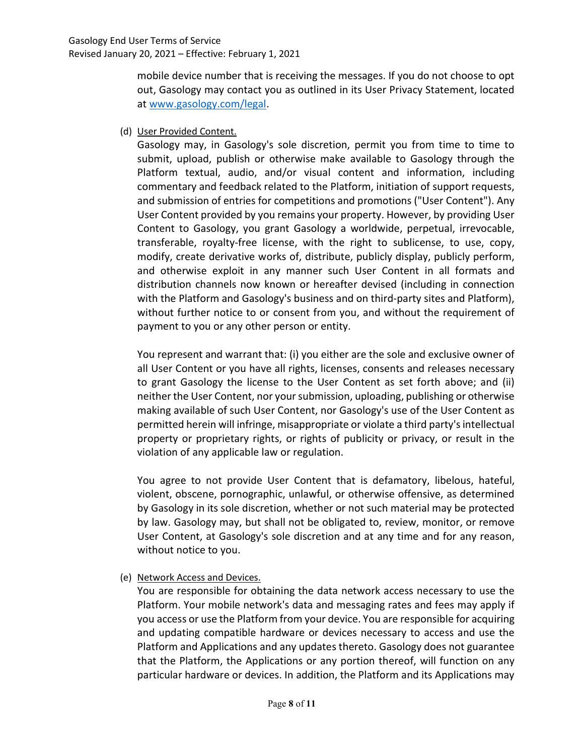mobile device number that is receiving the messages. If you do not choose to opt out, Gasology may contact you as outlined in its User Privacy Statement, located at [www.gasology.com/legal](www.gasology.com/legal).

(d) User Provided Content.

Gasology may, in Gasology's sole discretion, permit you from time to time to submit, upload, publish or otherwise make available to Gasology through the Platform textual, audio, and/or visual content and information, including commentary and feedback related to the Platform, initiation of support requests, and submission of entries for competitions and promotions ("User Content"). Any User Content provided by you remains your property. However, by providing User Content to Gasology, you grant Gasology a worldwide, perpetual, irrevocable, transferable, royalty-free license, with the right to sublicense, to use, copy, modify, create derivative works of, distribute, publicly display, publicly perform, and otherwise exploit in any manner such User Content in all formats and distribution channels now known or hereafter devised (including in connection with the Platform and Gasology's business and on third-party sites and Platform), without further notice to or consent from you, and without the requirement of payment to you or any other person or entity.

You represent and warrant that: (i) you either are the sole and exclusive owner of all User Content or you have all rights, licenses, consents and releases necessary to grant Gasology the license to the User Content as set forth above; and (ii) neither the User Content, nor your submission, uploading, publishing or otherwise making available of such User Content, nor Gasology's use of the User Content as permitted herein will infringe, misappropriate or violate a third party's intellectual property or proprietary rights, or rights of publicity or privacy, or result in the violation of any applicable law or regulation.

You agree to not provide User Content that is defamatory, libelous, hateful, violent, obscene, pornographic, unlawful, or otherwise offensive, as determined by Gasology in its sole discretion, whether or not such material may be protected by law. Gasology may, but shall not be obligated to, review, monitor, or remove User Content, at Gasology's sole discretion and at any time and for any reason, without notice to you.

(e) Network Access and Devices.

You are responsible for obtaining the data network access necessary to use the Platform. Your mobile network's data and messaging rates and fees may apply if you access or use the Platform from your device. You are responsible for acquiring and updating compatible hardware or devices necessary to access and use the Platform and Applications and any updates thereto. Gasology does not guarantee that the Platform, the Applications or any portion thereof, will function on any particular hardware or devices. In addition, the Platform and its Applications may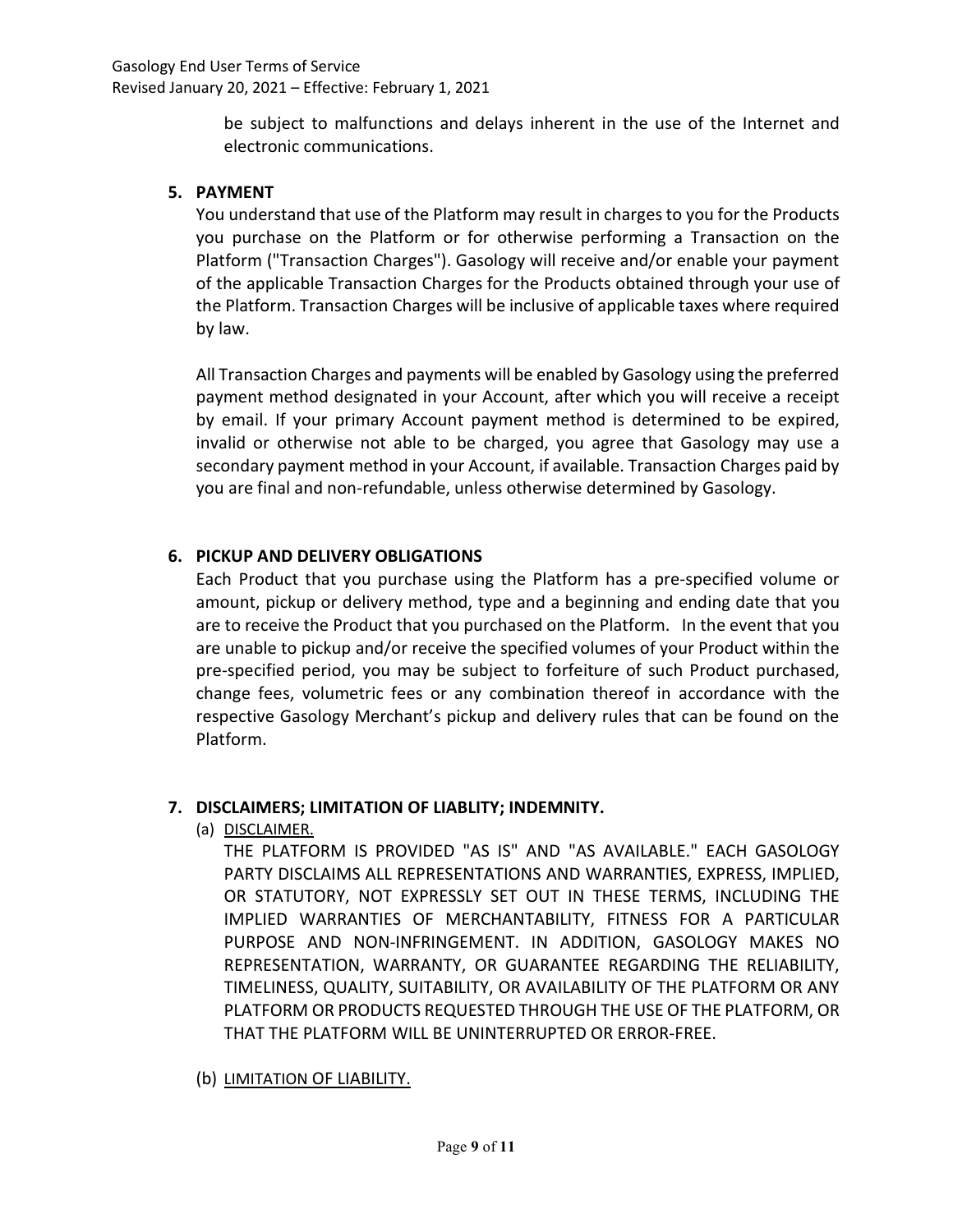be subject to malfunctions and delays inherent in the use of the Internet and electronic communications.

## 5. PAYMENT

You understand that use of the Platform may result in charges to you for the Products you purchase on the Platform or for otherwise performing a Transaction on the Platform ("Transaction Charges"). Gasology will receive and/or enable your payment of the applicable Transaction Charges for the Products obtained through your use of the Platform. Transaction Charges will be inclusive of applicable taxes where required by law.

All Transaction Charges and payments will be enabled by Gasology using the preferred payment method designated in your Account, after which you will receive a receipt by email. If your primary Account payment method is determined to be expired, invalid or otherwise not able to be charged, you agree that Gasology may use a secondary payment method in your Account, if available. Transaction Charges paid by you are final and non-refundable, unless otherwise determined by Gasology.

## 6. PICKUP AND DELIVERY OBLIGATIONS

Each Product that you purchase using the Platform has a pre-specified volume or amount, pickup or delivery method, type and a beginning and ending date that you are to receive the Product that you purchased on the Platform. In the event that you are unable to pickup and/or receive the specified volumes of your Product within the pre-specified period, you may be subject to forfeiture of such Product purchased, change fees, volumetric fees or any combination thereof in accordance with the respective Gasology Merchant's pickup and delivery rules that can be found on the Platform.

## 7. DISCLAIMERS; LIMITATION OF LIABLITY; INDEMNITY.

(a) DISCLAIMER.

THE PLATFORM IS PROVIDED "AS IS" AND "AS AVAILABLE." EACH GASOLOGY PARTY DISCLAIMS ALL REPRESENTATIONS AND WARRANTIES, EXPRESS, IMPLIED, OR STATUTORY, NOT EXPRESSLY SET OUT IN THESE TERMS, INCLUDING THE IMPLIED WARRANTIES OF MERCHANTABILITY, FITNESS FOR A PARTICULAR PURPOSE AND NON-INFRINGEMENT. IN ADDITION, GASOLOGY MAKES NO REPRESENTATION, WARRANTY, OR GUARANTEE REGARDING THE RELIABILITY, TIMELINESS, QUALITY, SUITABILITY, OR AVAILABILITY OF THE PLATFORM OR ANY PLATFORM OR PRODUCTS REQUESTED THROUGH THE USE OF THE PLATFORM, OR THAT THE PLATFORM WILL BE UNINTERRUPTED OR ERROR-FREE.

(b) LIMITATION OF LIABILITY.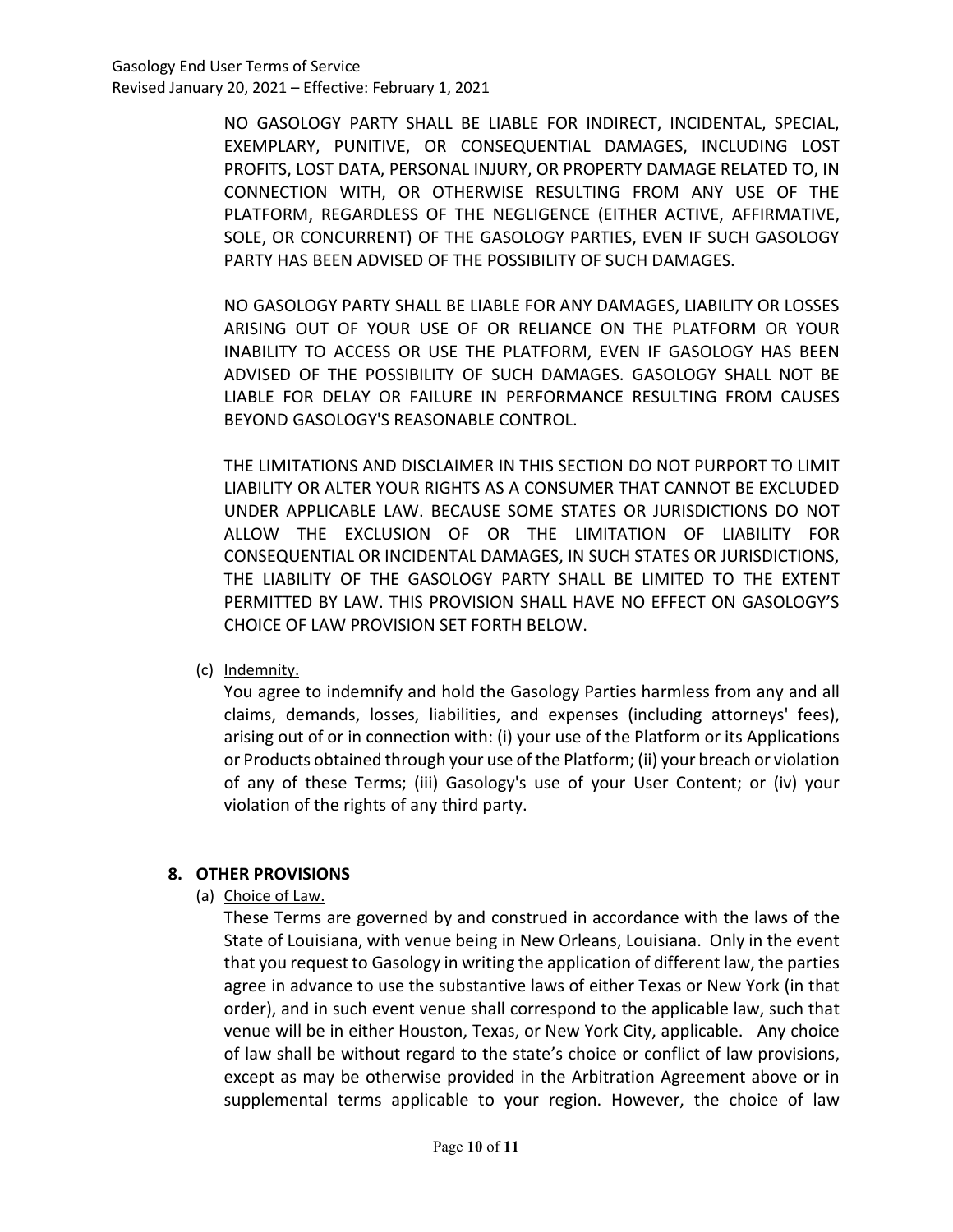NO GASOLOGY PARTY SHALL BE LIABLE FOR INDIRECT, INCIDENTAL, SPECIAL, EXEMPLARY, PUNITIVE, OR CONSEQUENTIAL DAMAGES, INCLUDING LOST PROFITS, LOST DATA, PERSONAL INJURY, OR PROPERTY DAMAGE RELATED TO, IN CONNECTION WITH, OR OTHERWISE RESULTING FROM ANY USE OF THE PLATFORM, REGARDLESS OF THE NEGLIGENCE (EITHER ACTIVE, AFFIRMATIVE, SOLE, OR CONCURRENT) OF THE GASOLOGY PARTIES, EVEN IF SUCH GASOLOGY PARTY HAS BEEN ADVISED OF THE POSSIBILITY OF SUCH DAMAGES.

NO GASOLOGY PARTY SHALL BE LIABLE FOR ANY DAMAGES, LIABILITY OR LOSSES ARISING OUT OF YOUR USE OF OR RELIANCE ON THE PLATFORM OR YOUR INABILITY TO ACCESS OR USE THE PLATFORM, EVEN IF GASOLOGY HAS BEEN ADVISED OF THE POSSIBILITY OF SUCH DAMAGES. GASOLOGY SHALL NOT BE LIABLE FOR DELAY OR FAILURE IN PERFORMANCE RESULTING FROM CAUSES BEYOND GASOLOGY'S REASONABLE CONTROL.

THE LIMITATIONS AND DISCLAIMER IN THIS SECTION DO NOT PURPORT TO LIMIT LIABILITY OR ALTER YOUR RIGHTS AS A CONSUMER THAT CANNOT BE EXCLUDED UNDER APPLICABLE LAW. BECAUSE SOME STATES OR JURISDICTIONS DO NOT ALLOW THE EXCLUSION OF OR THE LIMITATION OF LIABILITY FOR CONSEQUENTIAL OR INCIDENTAL DAMAGES, IN SUCH STATES OR JURISDICTIONS, THE LIABILITY OF THE GASOLOGY PARTY SHALL BE LIMITED TO THE EXTENT PERMITTED BY LAW. THIS PROVISION SHALL HAVE NO EFFECT ON GASOLOGY'S CHOICE OF LAW PROVISION SET FORTH BELOW.

(c) Indemnity.

You agree to indemnify and hold the Gasology Parties harmless from any and all claims, demands, losses, liabilities, and expenses (including attorneys' fees), arising out of or in connection with: (i) your use of the Platform or its Applications or Products obtained through your use of the Platform; (ii) your breach or violation of any of these Terms; (iii) Gasology's use of your User Content; or (iv) your violation of the rights of any third party.

## 8. OTHER PROVISIONS

(a) Choice of Law.

These Terms are governed by and construed in accordance with the laws of the State of Louisiana, with venue being in New Orleans, Louisiana. Only in the event that you request to Gasology in writing the application of different law, the parties agree in advance to use the substantive laws of either Texas or New York (in that order), and in such event venue shall correspond to the applicable law, such that venue will be in either Houston, Texas, or New York City, applicable. Any choice of law shall be without regard to the state's choice or conflict of law provisions, except as may be otherwise provided in the Arbitration Agreement above or in supplemental terms applicable to your region. However, the choice of law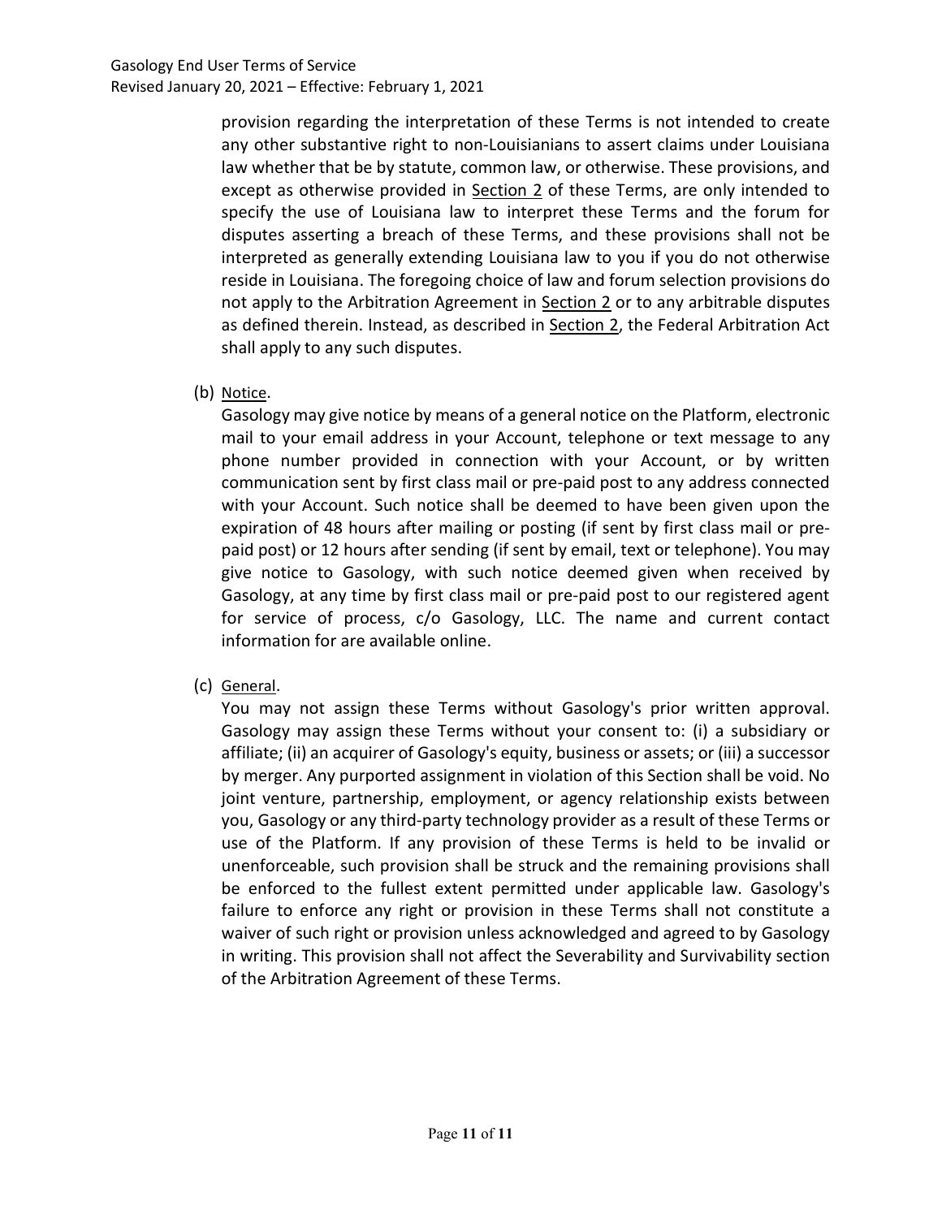provision regarding the interpretation of these Terms is not intended to create any other substantive right to non-Louisianians to assert claims under Louisiana law whether that be by statute, common law, or otherwise. These provisions, and except as otherwise provided in Section 2 of these Terms, are only intended to specify the use of Louisiana law to interpret these Terms and the forum for disputes asserting a breach of these Terms, and these provisions shall not be interpreted as generally extending Louisiana law to you if you do not otherwise reside in Louisiana. The foregoing choice of law and forum selection provisions do not apply to the Arbitration Agreement in Section 2 or to any arbitrable disputes as defined therein. Instead, as described in Section 2, the Federal Arbitration Act shall apply to any such disputes.

(b) Notice.

Gasology may give notice by means of a general notice on the Platform, electronic mail to your email address in your Account, telephone or text message to any phone number provided in connection with your Account, or by written communication sent by first class mail or pre-paid post to any address connected with your Account. Such notice shall be deemed to have been given upon the expiration of 48 hours after mailing or posting (if sent by first class mail or pre-paid post) or 12 hours after sending (if sent by email, text or telephone). You may give notice to Gasology, with such notice deemed given when received by Gasology, at any time by first class mail or pre-paid post to our registered agent for service of process, c/o Gasology, LLC. The name and current contact information for are available online.

(c) General.

You may not assign these Terms without Gasology's prior written approval. Gasology may assign these Terms without your consent to: (i) a subsidiary or affiliate; (ii) an acquirer of Gasology's equity, business or assets; or (iii) a successor by merger. Any purported assignment in violation of this Section shall be void. No joint venture, partnership, employment, or agency relationship exists between you, Gasology or any third-party technology provider as a result of these Terms or use of the Platform. If any provision of these Terms is held to be invalid or unenforceable, such provision shall be struck and the remaining provisions shall be enforced to the fullest extent permitted under applicable law. Gasology's failure to enforce any right or provision in these Terms shall not constitute a waiver of such right or provision unless acknowledged and agreed to by Gasology in writing. This provision shall not affect the Severability and Survivability section of the Arbitration Agreement of these Terms.